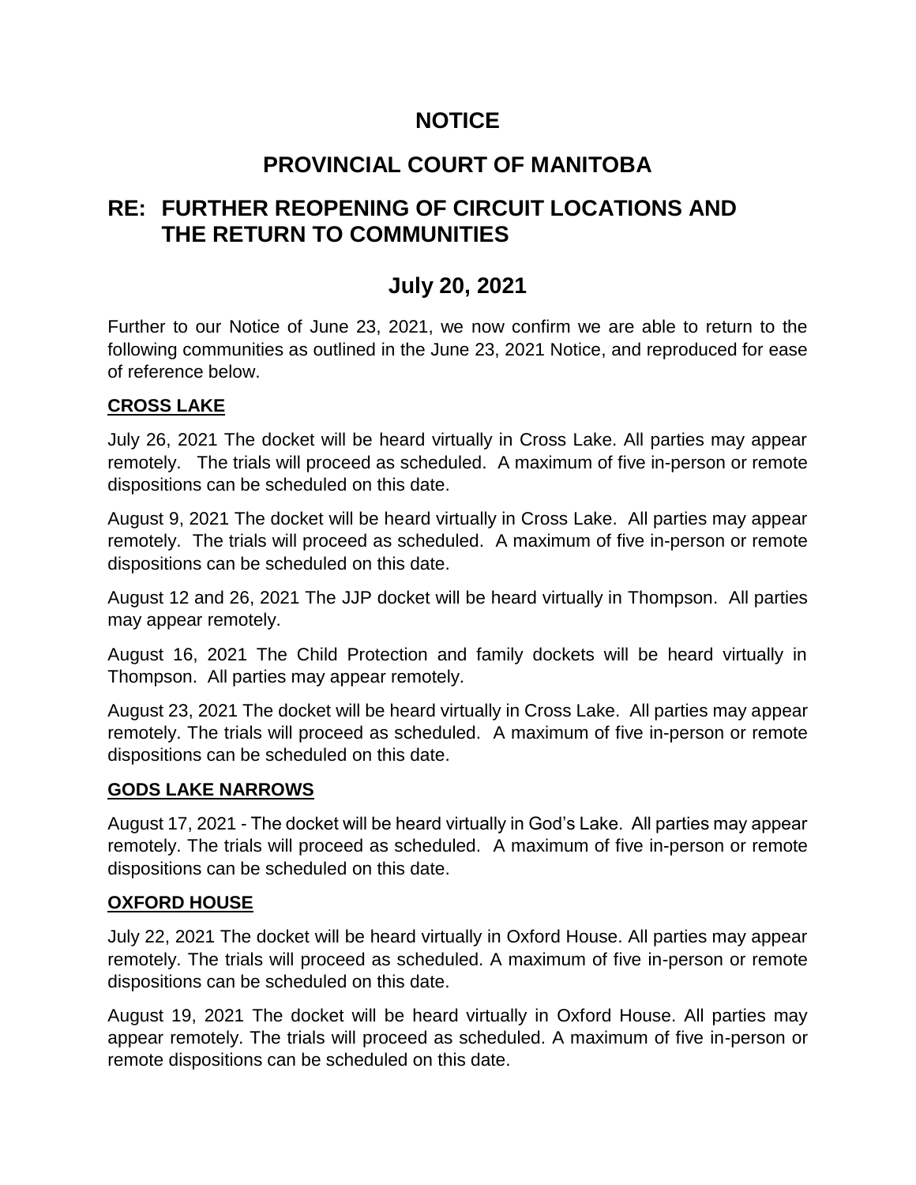# NOTICE

# PROVINCIAL COURT OF MANITOBA

## RE: FURTHER REOPENING OF CIRCUIT LOCATIONS AND THE RETURN TO COMMUNITIES

## July 20, 2021

Further to our Notice of June 23, 2021, we now confirm we are able to return to the following communities as outlined in the June 23, 2021 Notice, and reproduced for ease of reference below.

### CROSS LAKE

July 26, 2021 The docket will be heard virtually in Cross Lake. All parties may appear remotely. The trials will proceed as scheduled. A maximum of five in-person or remote dispositions can be scheduled on this date.

August 9, 2021 The docket will be heard virtually in Cross Lake. All parties may appear remotely. The trials will proceed as scheduled. A maximum of five in-person or remote dispositions can be scheduled on this date.

August 12 and 26, 2021 The JJP docket will be heard virtually in Thompson. All parties may appear remotely.

August 16, 2021 The Child Protection and family dockets will be heard virtually in Thompson. All parties may appear remotely.

August 23, 2021 The docket will be heard virtually in Cross Lake. All parties may appear remotely. The trials will proceed as scheduled. A maximum of five in-person or remote dispositions can be scheduled on this date.

### GODS LAKE NARROWS

August 17, 2021 - The docket will be heard virtually in God's Lake. All parties may appear remotely. The trials will proceed as scheduled. A maximum of five in-person or remote dispositions can be scheduled on this date.

### OXFORD HOUSE

July 22, 2021 The docket will be heard virtually in Oxford House. All parties may appear remotely. The trials will proceed as scheduled. A maximum of five in-person or remote dispositions can be scheduled on this date.

August 19, 2021 The docket will be heard virtually in Oxford House. All parties may appear remotely. The trials will proceed as scheduled. A maximum of five in-person or remote dispositions can be scheduled on this date.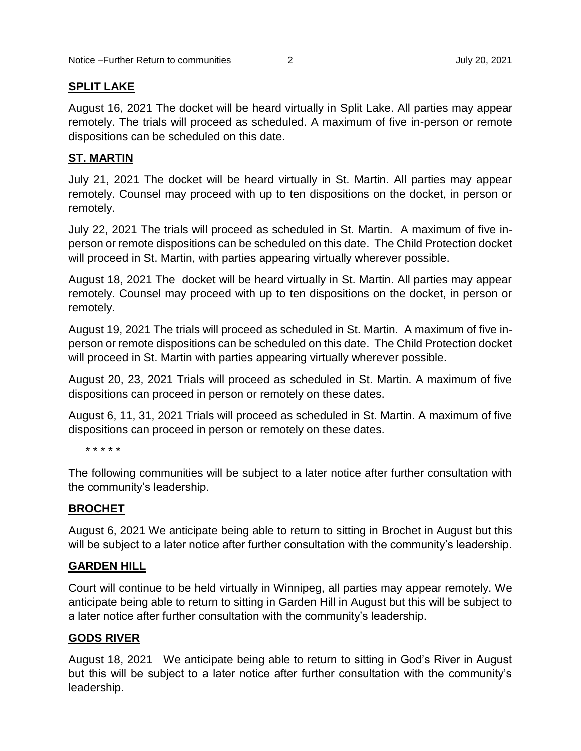## SPLIT LAKE

August 16, 2021 The docket will be heard virtually in Split Lake. All parties may appear remotely. The trials will proceed as scheduled. A maximum of five in-person or remote dispositions can be scheduled on this date.

## ST. MARTIN

July 21, 2021 The docket will be heard virtually in St. Martin. All parties may appear remotely. Counsel may proceed with up to ten dispositions on the docket, in person or remotely.

July 22, 2021 The trials will proceed as scheduled in St. Martin. A maximum of five in-person or remote dispositions can be scheduled on this date. The Child Protection docket will proceed in St. Martin, with parties appearing virtually wherever possible.

August 18, 2021 The docket will be heard virtually in St. Martin. All parties may appear remotely. Counsel may proceed with up to ten dispositions on the docket, in person or remotely.

August 19, 2021 The trials will proceed as scheduled in St. Martin. A maximum of five in-person or remote dispositions can be scheduled on this date. The Child Protection docket will proceed in St. Martin with parties appearing virtually wherever possible.

August 20, 23, 2021 Trials will proceed as scheduled in St. Martin. A maximum of five dispositions can proceed in person or remotely on these dates.

August 6, 11, 31, 2021 Trials will proceed as scheduled in St. Martin. A maximum of five dispositions can proceed in person or remotely on these dates.

\* \* \* \* \*

The following communities will be subject to a later notice after further consultation with the community's leadership.

## BROCHET

August 6, 2021 We anticipate being able to return to sitting in Brochet in August but this will be subject to a later notice after further consultation with the community's leadership.

## GARDEN HILL

Court will continue to be held virtually in Winnipeg, all parties may appear remotely. We anticipate being able to return to sitting in Garden Hill in August but this will be subject to a later notice after further consultation with the community's leadership.

## GODS RIVER

August 18, 2021 We anticipate being able to return to sitting in God's River in August but this will be subject to a later notice after further consultation with the community's leadership.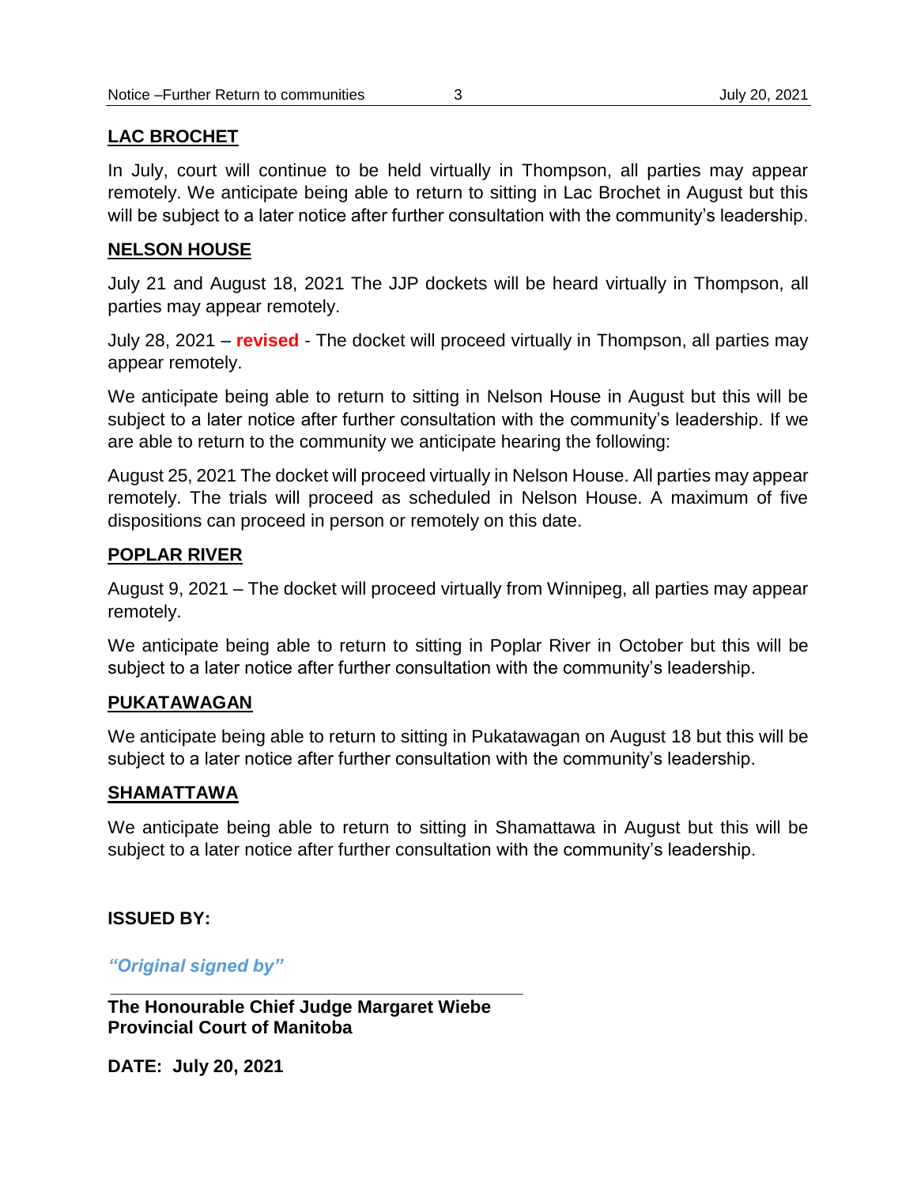## LAC BROCHET

In July, court will continue to be held virtually in Thompson, all parties may appear remotely. We anticipate being able to return to sitting in Lac Brochet in August but this will be subject to a later notice after further consultation with the community's leadership.

## NELSON HOUSE

July 21 and August 18, 2021 The JJP dockets will be heard virtually in Thompson, all parties may appear remotely.

July 28, 2021 – **revised** - The docket will proceed virtually in Thompson, all parties may appear remotely.

We anticipate being able to return to sitting in Nelson House in August but this will be subject to a later notice after further consultation with the community's leadership. If we are able to return to the community we anticipate hearing the following:

August 25, 2021 The docket will proceed virtually in Nelson House. All parties may appear remotely. The trials will proceed as scheduled in Nelson House. A maximum of five dispositions can proceed in person or remotely on this date.

## POPLAR RIVER

August 9, 2021 – The docket will proceed virtually from Winnipeg, all parties may appear remotely.

We anticipate being able to return to sitting in Poplar River in October but this will be subject to a later notice after further consultation with the community's leadership.

## PUKATAWAGAN

We anticipate being able to return to sitting in Pukatawagan on August 18 but this will be subject to a later notice after further consultation with the community's leadership.

## SHAMATTAWA

We anticipate being able to return to sitting in Shamattawa in August but this will be subject to a later notice after further consultation with the community's leadership.

**ISSUED BY:**

*"Original signed by"*

**The Honourable Chief Judge Margaret Wiebe**
**Provincial Court of Manitoba**

**DATE: July 20, 2021**